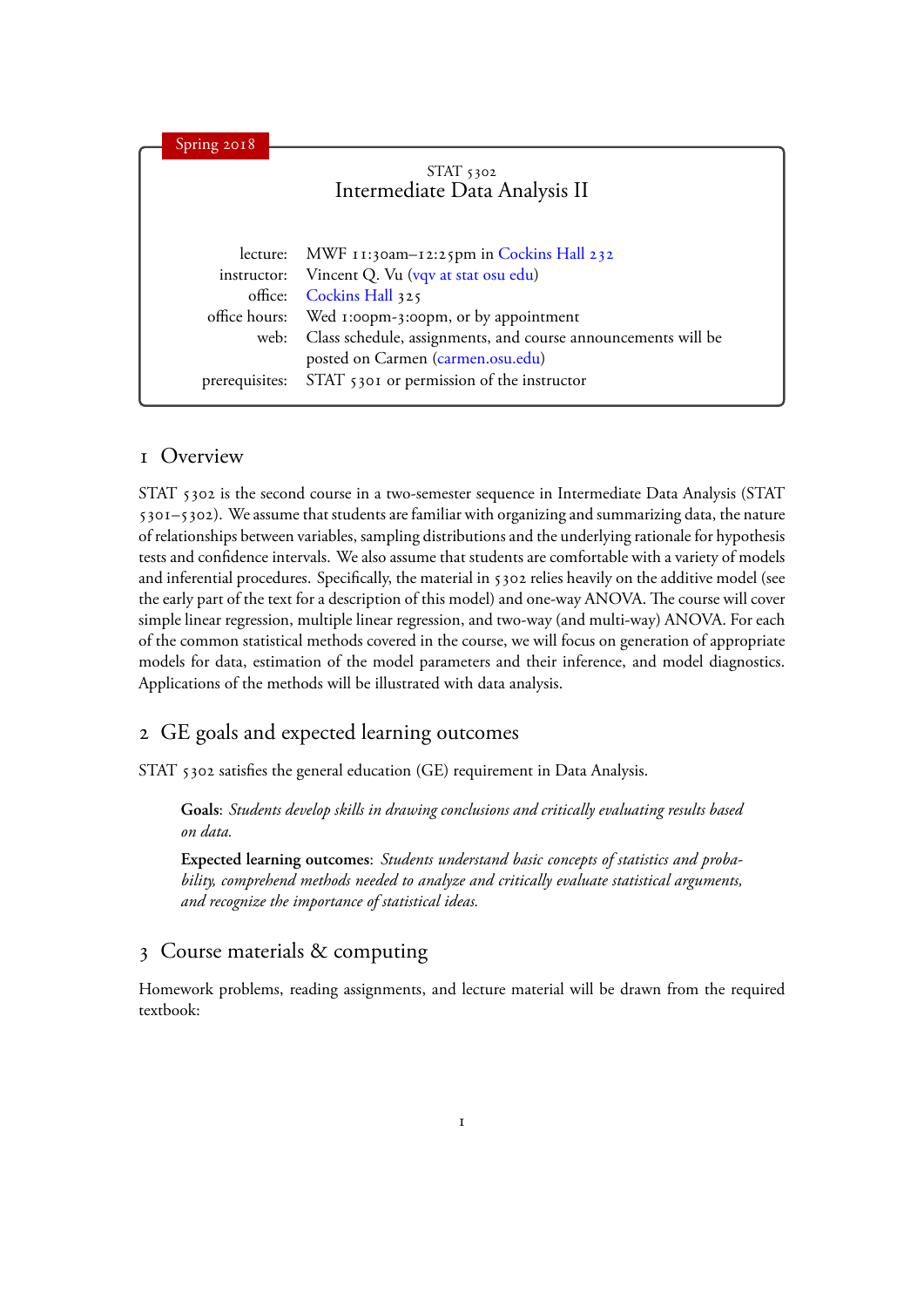Spring 2018

STAT 5302

# Intermediate Data Analysis II

| | |
|---|---|
| lecture: | MWF 11:30am–12:25pm in Cockins Hall 232 |
| instructor: | Vincent Q. Vu (vqv at stat osu edu) |
| office: | Cockins Hall 325 |
| office hours: | Wed 1:00pm-3:00pm, or by appointment |
| web: | Class schedule, assignments, and course announcements will be posted on Carmen (carmen.osu.edu) |
| prerequisites: | STAT 5301 or permission of the instructor |

## 1 Overview

STAT 5302 is the second course in a two-semester sequence in Intermediate Data Analysis (STAT 5301–5302). We assume that students are familiar with organizing and summarizing data, the nature of relationships between variables, sampling distributions and the underlying rationale for hypothesis tests and confidence intervals. We also assume that students are comfortable with a variety of models and inferential procedures. Specifically, the material in 5302 relies heavily on the additive model (see the early part of the text for a description of this model) and one-way ANOVA. The course will cover simple linear regression, multiple linear regression, and two-way (and multi-way) ANOVA. For each of the common statistical methods covered in the course, we will focus on generation of appropriate models for data, estimation of the model parameters and their inference, and model diagnostics. Applications of the methods will be illustrated with data analysis.

## 2 GE goals and expected learning outcomes

STAT 5302 satisfies the general education (GE) requirement in Data Analysis.

> **Goals**: *Students develop skills in drawing conclusions and critically evaluating results based on data.*
>
> **Expected learning outcomes**: *Students understand basic concepts of statistics and probability, comprehend methods needed to analyze and critically evaluate statistical arguments, and recognize the importance of statistical ideas.*

## 3 Course materials & computing

Homework problems, reading assignments, and lecture material will be drawn from the required textbook: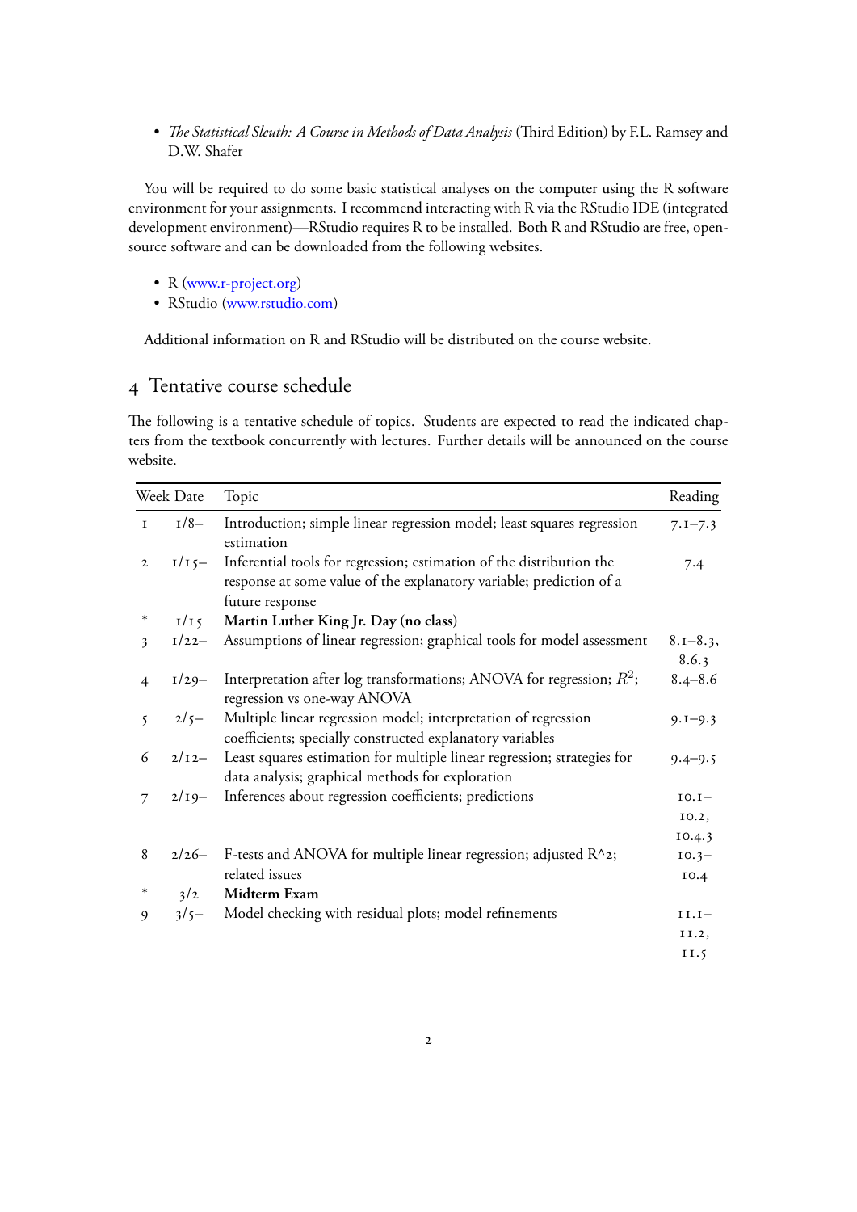- *The Statistical Sleuth: A Course in Methods of Data Analysis* (Third Edition) by F.L. Ramsey and D.W. Shafer

You will be required to do some basic statistical analyses on the computer using the R software environment for your assignments. I recommend interacting with R via the RStudio IDE (integrated development environment)—RStudio requires R to be installed. Both R and RStudio are free, open-source software and can be downloaded from the following websites.

- R (www.r-project.org)
- RStudio (www.rstudio.com)

Additional information on R and RStudio will be distributed on the course website.

## 4 Tentative course schedule

The following is a tentative schedule of topics. Students are expected to read the indicated chapters from the textbook concurrently with lectures. Further details will be announced on the course website.

| Week | Date | Topic | Reading |
|---|---|---|---|
| 1 | 1/8– | Introduction; simple linear regression model; least squares regression estimation | 7.1–7.3 |
| 2 | 1/15– | Inferential tools for regression; estimation of the distribution the response at some value of the explanatory variable; prediction of a future response | 7.4 |
| * | 1/15 | **Martin Luther King Jr. Day (no class)** | |
| 3 | 1/22– | Assumptions of linear regression; graphical tools for model assessment | 8.1–8.3, 8.6.3 |
| 4 | 1/29– | Interpretation after log transformations; ANOVA for regression; $R^2$; regression vs one-way ANOVA | 8.4–8.6 |
| 5 | 2/5– | Multiple linear regression model; interpretation of regression coefficients; specially constructed explanatory variables | 9.1–9.3 |
| 6 | 2/12– | Least squares estimation for multiple linear regression; strategies for data analysis; graphical methods for exploration | 9.4–9.5 |
| 7 | 2/19– | Inferences about regression coefficients; predictions | 10.1–10.2, 10.4.3 |
| 8 | 2/26– | F-tests and ANOVA for multiple linear regression; adjusted R^2; related issues | 10.3–10.4 |
| * | 3/2 | **Midterm Exam** | |
| 9 | 3/5– | Model checking with residual plots; model refinements | 11.1–11.2, 11.5 |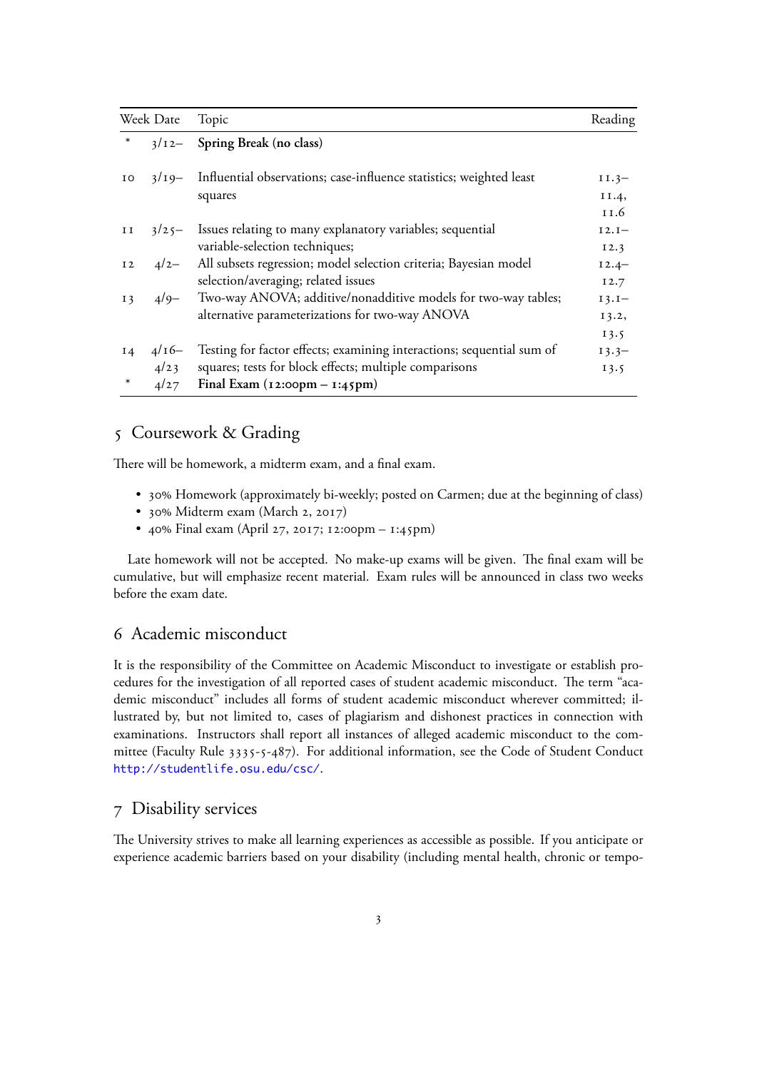| Week | Date | Topic | Reading |
|---|---|---|---|
| * | 3/12– | **Spring Break (no class)** | |
| 10 | 3/19– | Influential observations; case-influence statistics; weighted least squares | 11.3–11.4, 11.6 |
| 11 | 3/25– | Issues relating to many explanatory variables; sequential variable-selection techniques; | 12.1–12.3 |
| 12 | 4/2– | All subsets regression; model selection criteria; Bayesian model selection/averaging; related issues | 12.4–12.7 |
| 13 | 4/9– | Two-way ANOVA; additive/nonadditive models for two-way tables; alternative parameterizations for two-way ANOVA | 13.1–13.2, 13.5 |
| 14 | 4/16–4/23 | Testing for factor effects; examining interactions; sequential sum of squares; tests for block effects; multiple comparisons | 13.3–13.5 |
| * | 4/27 | **Final Exam (12:00pm – 1:45pm)** | |

## 5 Coursework & Grading

There will be homework, a midterm exam, and a final exam.

- 30% Homework (approximately bi-weekly; posted on Carmen; due at the beginning of class)
- 30% Midterm exam (March 2, 2017)
- 40% Final exam (April 27, 2017; 12:00pm – 1:45pm)

Late homework will not be accepted. No make-up exams will be given. The final exam will be cumulative, but will emphasize recent material. Exam rules will be announced in class two weeks before the exam date.

## 6 Academic misconduct

It is the responsibility of the Committee on Academic Misconduct to investigate or establish procedures for the investigation of all reported cases of student academic misconduct. The term "academic misconduct" includes all forms of student academic misconduct wherever committed; illustrated by, but not limited to, cases of plagiarism and dishonest practices in connection with examinations. Instructors shall report all instances of alleged academic misconduct to the committee (Faculty Rule 3335-5-487). For additional information, see the Code of Student Conduct http://studentlife.osu.edu/csc/.

## 7 Disability services

The University strives to make all learning experiences as accessible as possible. If you anticipate or experience academic barriers based on your disability (including mental health, chronic or tempo-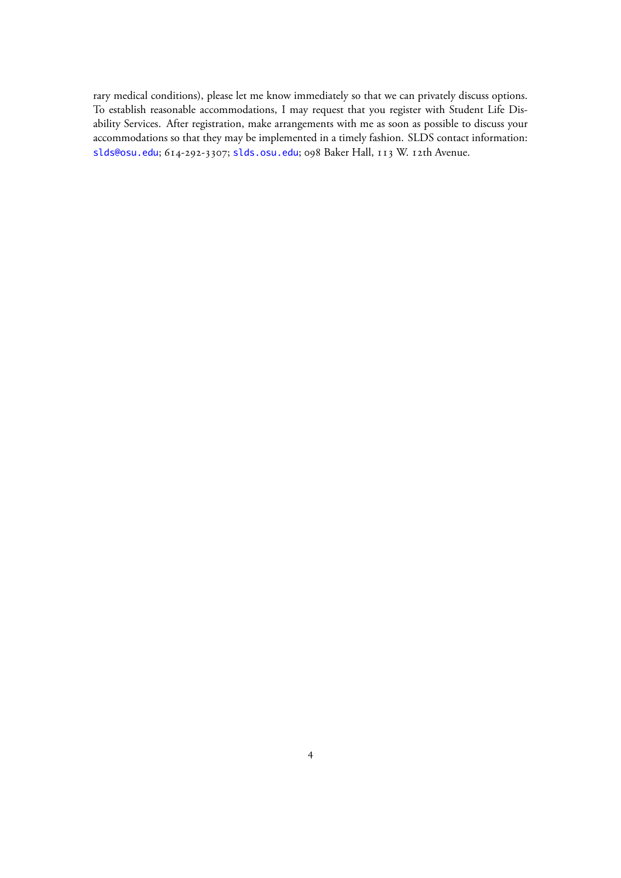rary medical conditions), please let me know immediately so that we can privately discuss options. To establish reasonable accommodations, I may request that you register with Student Life Disability Services. After registration, make arrangements with me as soon as possible to discuss your accommodations so that they may be implemented in a timely fashion. SLDS contact information: slds@osu.edu; 614-292-3307; slds.osu.edu; 098 Baker Hall, 113 W. 12th Avenue.